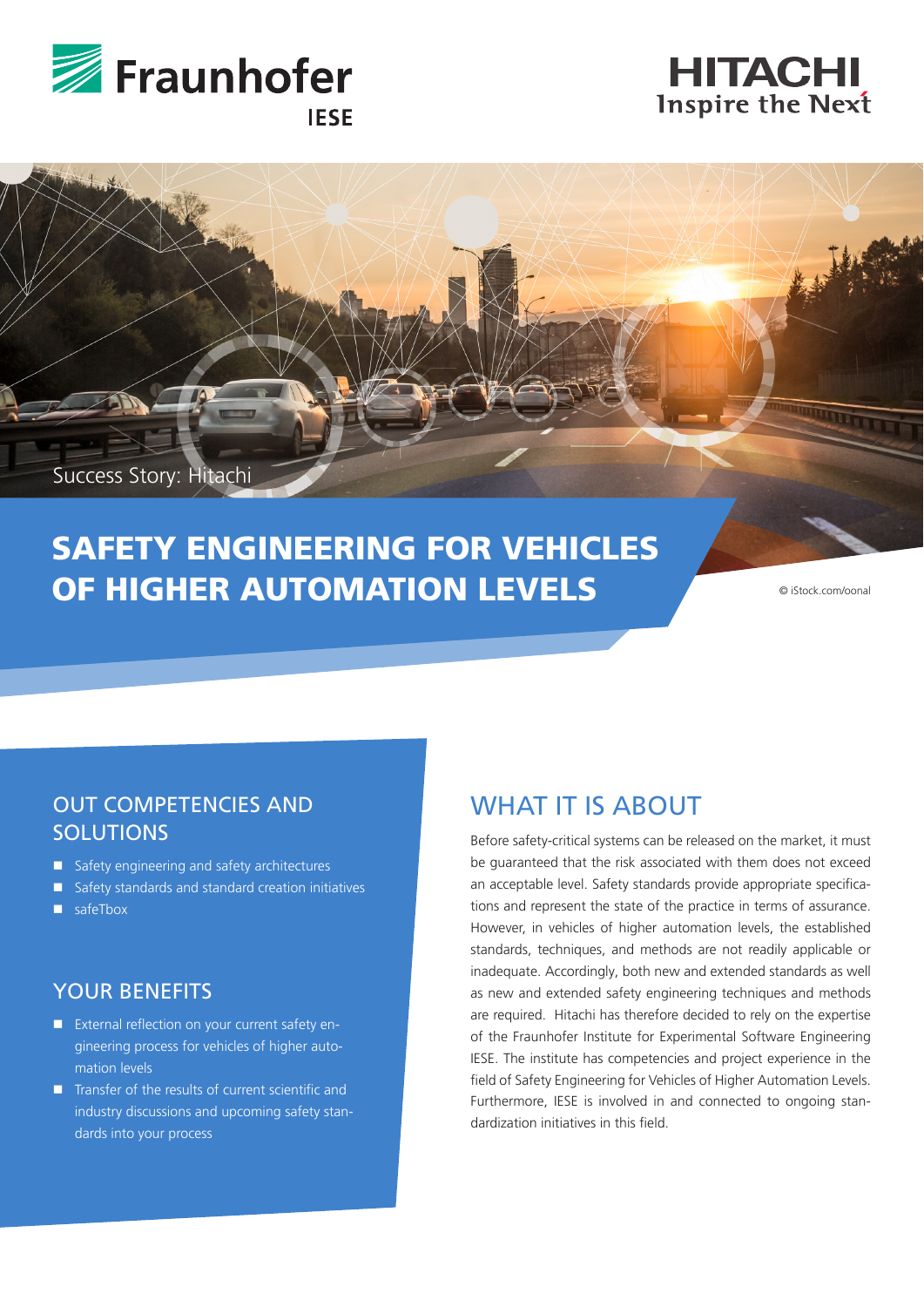Fraunhofer IESE

HITACHI Inspire the Next

Success Story: Hitachi

# SAFETY ENGINEERING FOR VEHICLES OF HIGHER AUTOMATION LEVELS

© iStock.com/oonal

## OUT COMPETENCIES AND SOLUTIONS

- Safety engineering and safety architectures
- Safety standards and standard creation initiatives
- safeTbox

## YOUR BENEFITS

- External reflection on your current safety engineering process for vehicles of higher automation levels
- Transfer of the results of current scientific and industry discussions and upcoming safety standards into your process

## WHAT IT IS ABOUT

Before safety-critical systems can be released on the market, it must be guaranteed that the risk associated with them does not exceed an acceptable level. Safety standards provide appropriate specifications and represent the state of the practice in terms of assurance. However, in vehicles of higher automation levels, the established standards, techniques, and methods are not readily applicable or inadequate. Accordingly, both new and extended standards as well as new and extended safety engineering techniques and methods are required. Hitachi has therefore decided to rely on the expertise of the Fraunhofer Institute for Experimental Software Engineering IESE. The institute has competencies and project experience in the field of Safety Engineering for Vehicles of Higher Automation Levels. Furthermore, IESE is involved in and connected to ongoing standardization initiatives in this field.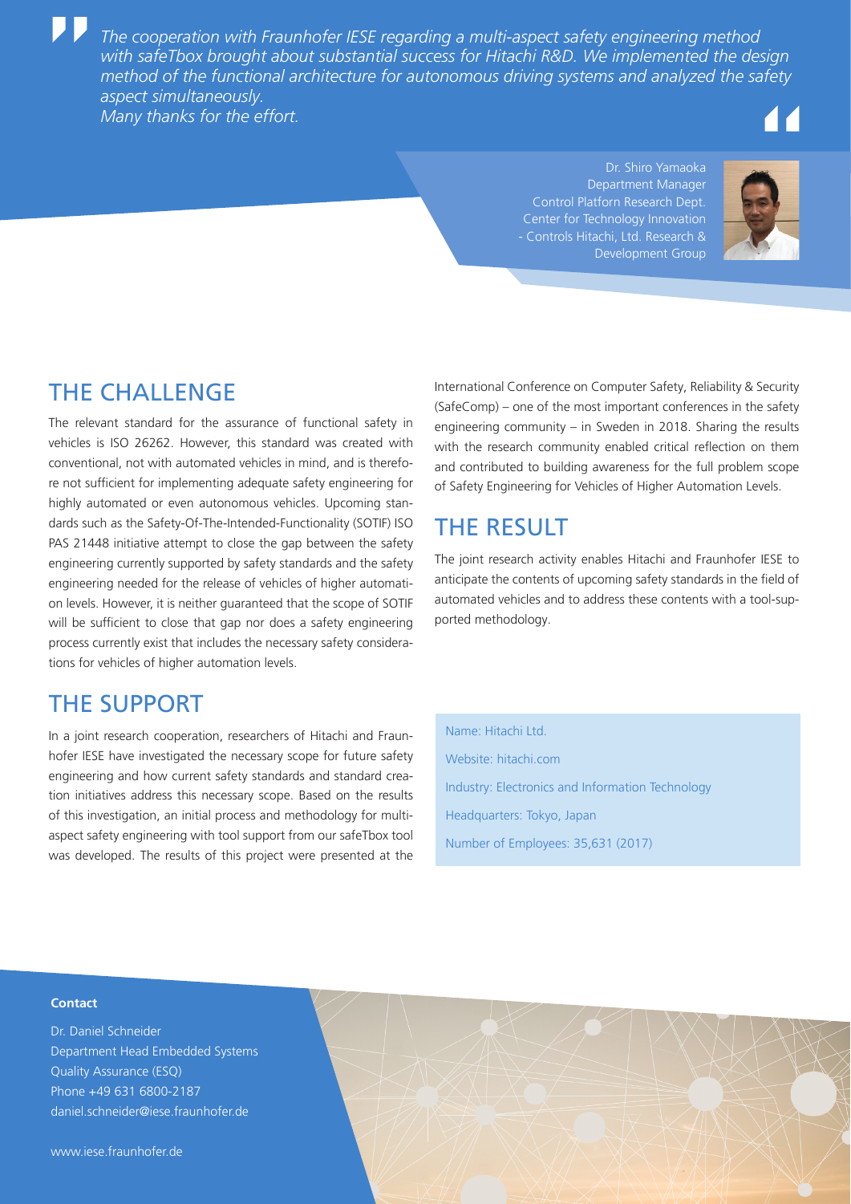*The cooperation with Fraunhofer IESE regarding a multi-aspect safety engineering method with safeTbox brought about substantial success for Hitachi R&D. We implemented the design method of the functional architecture for autonomous driving systems and analyzed the safety aspect simultaneously.*
*Many thanks for the effort.*

Dr. Shiro Yamaoka
Department Manager
Control Platforn Research Dept.
Center for Technology Innovation
- Controls Hitachi, Ltd. Research & Development Group

## THE CHALLENGE

The relevant standard for the assurance of functional safety in vehicles is ISO 26262. However, this standard was created with conventional, not with automated vehicles in mind, and is therefore not sufficient for implementing adequate safety engineering for highly automated or even autonomous vehicles. Upcoming standards such as the Safety-Of-The-Intended-Functionality (SOTIF) ISO PAS 21448 initiative attempt to close the gap between the safety engineering currently supported by safety standards and the safety engineering needed for the release of vehicles of higher automation levels. However, it is neither guaranteed that the scope of SOTIF will be sufficient to close that gap nor does a safety engineering process currently exist that includes the necessary safety considerations for vehicles of higher automation levels.

## THE SUPPORT

In a joint research cooperation, researchers of Hitachi and Fraunhofer IESE have investigated the necessary scope for future safety engineering and how current safety standards and standard creation initiatives address this necessary scope. Based on the results of this investigation, an initial process and methodology for multi-aspect safety engineering with tool support from our safeTbox tool was developed. The results of this project were presented at the International Conference on Computer Safety, Reliability & Security (SafeComp) – one of the most important conferences in the safety engineering community – in Sweden in 2018. Sharing the results with the research community enabled critical reflection on them and contributed to building awareness for the full problem scope of Safety Engineering for Vehicles of Higher Automation Levels.

## THE RESULT

The joint research activity enables Hitachi and Fraunhofer IESE to anticipate the contents of upcoming safety standards in the field of automated vehicles and to address these contents with a tool-supported methodology.

Name: Hitachi Ltd.

Website: hitachi.com

Industry: Electronics and Information Technology

Headquarters: Tokyo, Japan

Number of Employees: 35,631 (2017)

**Contact**

Dr. Daniel Schneider
Department Head Embedded Systems Quality Assurance (ESQ)
Phone +49 631 6800-2187
daniel.schneider@iese.fraunhofer.de

www.iese.fraunhofer.de